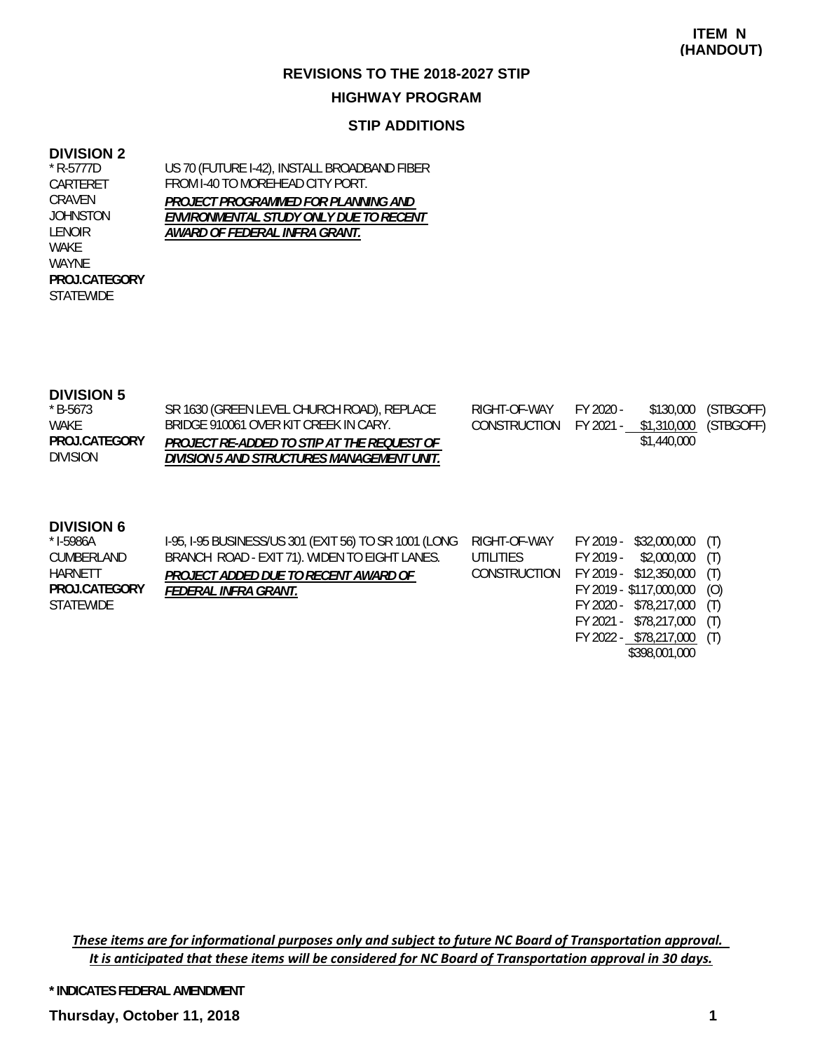**ITEM N (HANDOUT)**

# REVISIONS TO THE 2018-2027 STIP

## HIGHWAY PROGRAM

### STIP ADDITIONS

**DIVISION 2**

| | | | | | |
|---|---|---|---|---|---|
| * R-5777D<br>CARTERET<br>CRAVEN<br>JOHNSTON<br>LENOIR<br>WAKE<br>WAYNE<br>**PROJ.CATEGORY**<br>STATEWIDE | US 70 (FUTURE I-42), INSTALL BROADBAND FIBER FROM I-40 TO MOREHEAD CITY PORT.<br>***PROJECT PROGRAMMED FOR PLANNING AND ENVIRONMENTAL STUDY ONLY DUE TO RECENT AWARD OF FEDERAL INFRA GRANT.*** | | | | |

**DIVISION 5**

| | | | | | |
|---|---|---|---|---|---|
| * B-5673<br>WAKE<br>**PROJ.CATEGORY**<br>DIVISION | SR 1630 (GREEN LEVEL CHURCH ROAD), REPLACE BRIDGE 910061 OVER KIT CREEK IN CARY.<br>***PROJECT RE-ADDED TO STIP AT THE REQUEST OF DIVISION 5 AND STRUCTURES MANAGEMENT UNIT.*** | RIGHT-OF-WAY | FY 2020 - | $130,000 | (STBGOFF) |
| | | CONSTRUCTION | FY 2021 - | $1,310,000 | (STBGOFF) |
| | | | | $1,440,000 | |

**DIVISION 6**

| | | | | | |
|---|---|---|---|---|---|
| * I-5986A<br>CUMBERLAND<br>HARNETT<br>**PROJ.CATEGORY**<br>STATEWIDE | I-95, I-95 BUSINESS/US 301 (EXIT 56) TO SR 1001 (LONG BRANCH ROAD - EXIT 71). WIDEN TO EIGHT LANES.<br>***PROJECT ADDED DUE TO RECENT AWARD OF FEDERAL INFRA GRANT.*** | RIGHT-OF-WAY | FY 2019 - | $32,000,000 | (T) |
| | | UTILITIES | FY 2019 - | $2,000,000 | (T) |
| | | CONSTRUCTION | FY 2019 - | $12,350,000 | (T) |
| | | | FY 2019 - | $117,000,000 | (O) |
| | | | FY 2020 - | $78,217,000 | (T) |
| | | | FY 2021 - | $78,217,000 | (T) |
| | | | FY 2022 - | $78,217,000 | (T) |
| | | | | $398,001,000 | |

*These items are for informational purposes only and subject to future NC Board of Transportation approval. It is anticipated that these items will be considered for NC Board of Transportation approval in 30 days.*

**\* INDICATES FEDERAL AMENDMENT**

**Thursday, October 11, 2018**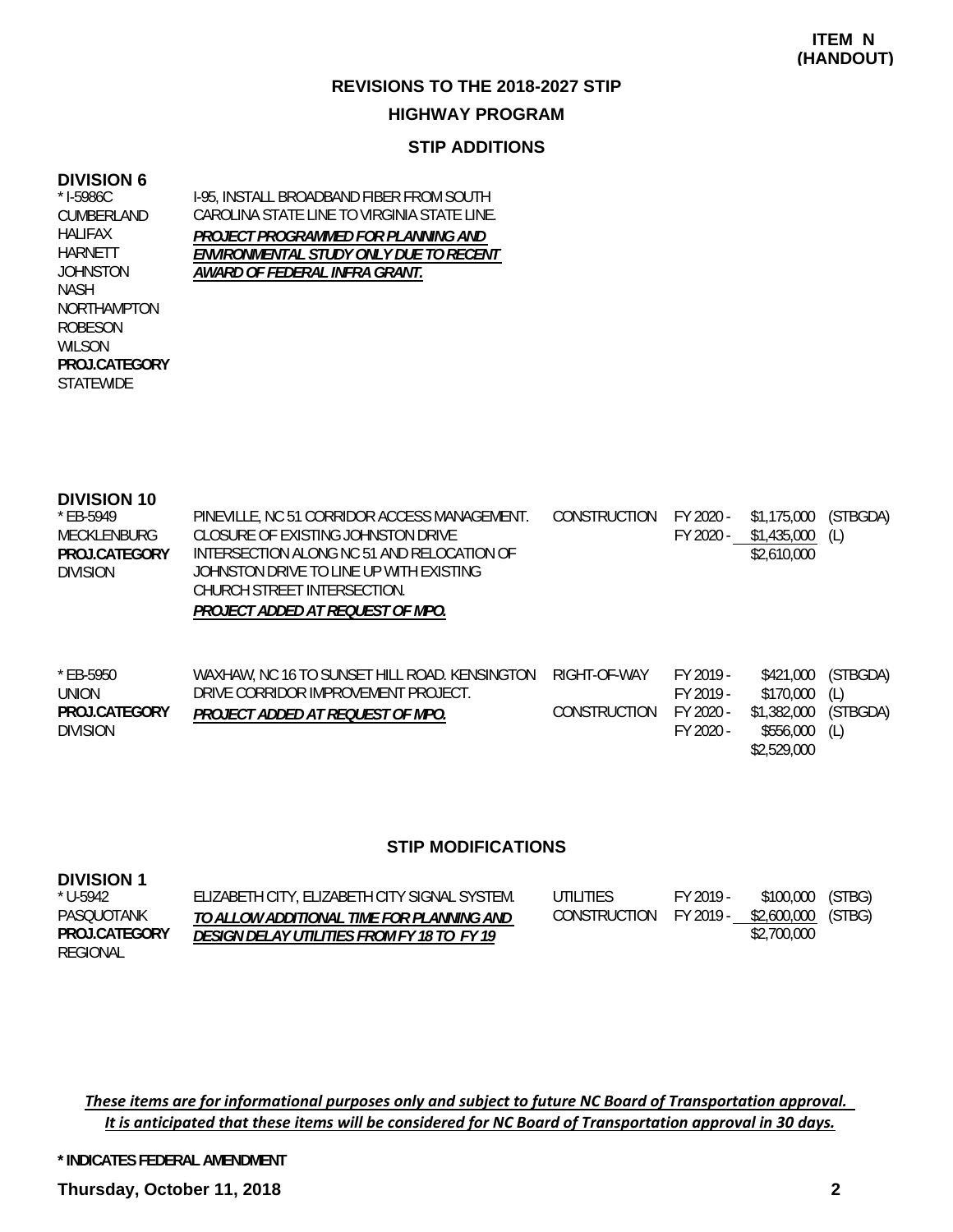**ITEM N (HANDOUT)**

# REVISIONS TO THE 2018-2027 STIP

## HIGHWAY PROGRAM

### STIP ADDITIONS

**DIVISION 6**

| Project | Description | Phase | Year | Amount | Funding |
|---|---|---|---|---|---|
| * I-5986C<br>CUMBERLAND<br>HALIFAX<br>HARNETT<br>JOHNSTON<br>NASH<br>NORTHAMPTON<br>ROBESON<br>WILSON<br>**PROJ.CATEGORY**<br>STATEWIDE | I-95, INSTALL BROADBAND FIBER FROM SOUTH CAROLINA STATE LINE TO VIRGINIA STATE LINE.<br>***PROJECT PROGRAMMED FOR PLANNING AND ENVIRONMENTAL STUDY ONLY DUE TO RECENT AWARD OF FEDERAL INFRA GRANT.*** | | | | |

**DIVISION 10**

| Project | Description | Phase | Year | Amount | Funding |
|---|---|---|---|---|---|
| * EB-5949<br>MECKLENBURG<br>**PROJ.CATEGORY**<br>DIVISION | PINEVILLE, NC 51 CORRIDOR ACCESS MANAGEMENT. CLOSURE OF EXISTING JOHNSTON DRIVE INTERSECTION ALONG NC 51 AND RELOCATION OF JOHNSTON DRIVE TO LINE UP WITH EXISTING CHURCH STREET INTERSECTION.<br>***PROJECT ADDED AT REQUEST OF MPO.*** | CONSTRUCTION | FY 2020 - | $1,175,000 | (STBGDA) |
| | | | FY 2020 - | $1,435,000 | (L) |
| | | | | $2,610,000 | |
| * EB-5950<br>UNION<br>**PROJ.CATEGORY**<br>DIVISION | WAXHAW, NC 16 TO SUNSET HILL ROAD. KENSINGTON DRIVE CORRIDOR IMPROVEMENT PROJECT.<br>***PROJECT ADDED AT REQUEST OF MPO.*** | RIGHT-OF-WAY | FY 2019 - | $421,000 | (STBGDA) |
| | | | FY 2019 - | $170,000 | (L) |
| | | CONSTRUCTION | FY 2020 - | $1,382,000 | (STBGDA) |
| | | | FY 2020 - | $556,000 | (L) |
| | | | | $2,529,000 | |

### STIP MODIFICATIONS

**DIVISION 1**

| Project | Description | Phase | Year | Amount | Funding |
|---|---|---|---|---|---|
| * U-5942<br>PASQUOTANK<br>**PROJ.CATEGORY**<br>REGIONAL | ELIZABETH CITY, ELIZABETH CITY SIGNAL SYSTEM.<br>***TO ALLOW ADDITIONAL TIME FOR PLANNING AND DESIGN DELAY UTILITIES FROM FY 18 TO FY 19*** | UTILITIES | FY 2019 - | $100,000 | (STBG) |
| | | CONSTRUCTION | FY 2019 - | $2,600,000 | (STBG) |
| | | | | $2,700,000 | |

*These items are for informational purposes only and subject to future NC Board of Transportation approval. It is anticipated that these items will be considered for NC Board of Transportation approval in 30 days.*

**\* INDICATES FEDERAL AMENDMENT**

**Thursday, October 11, 2018**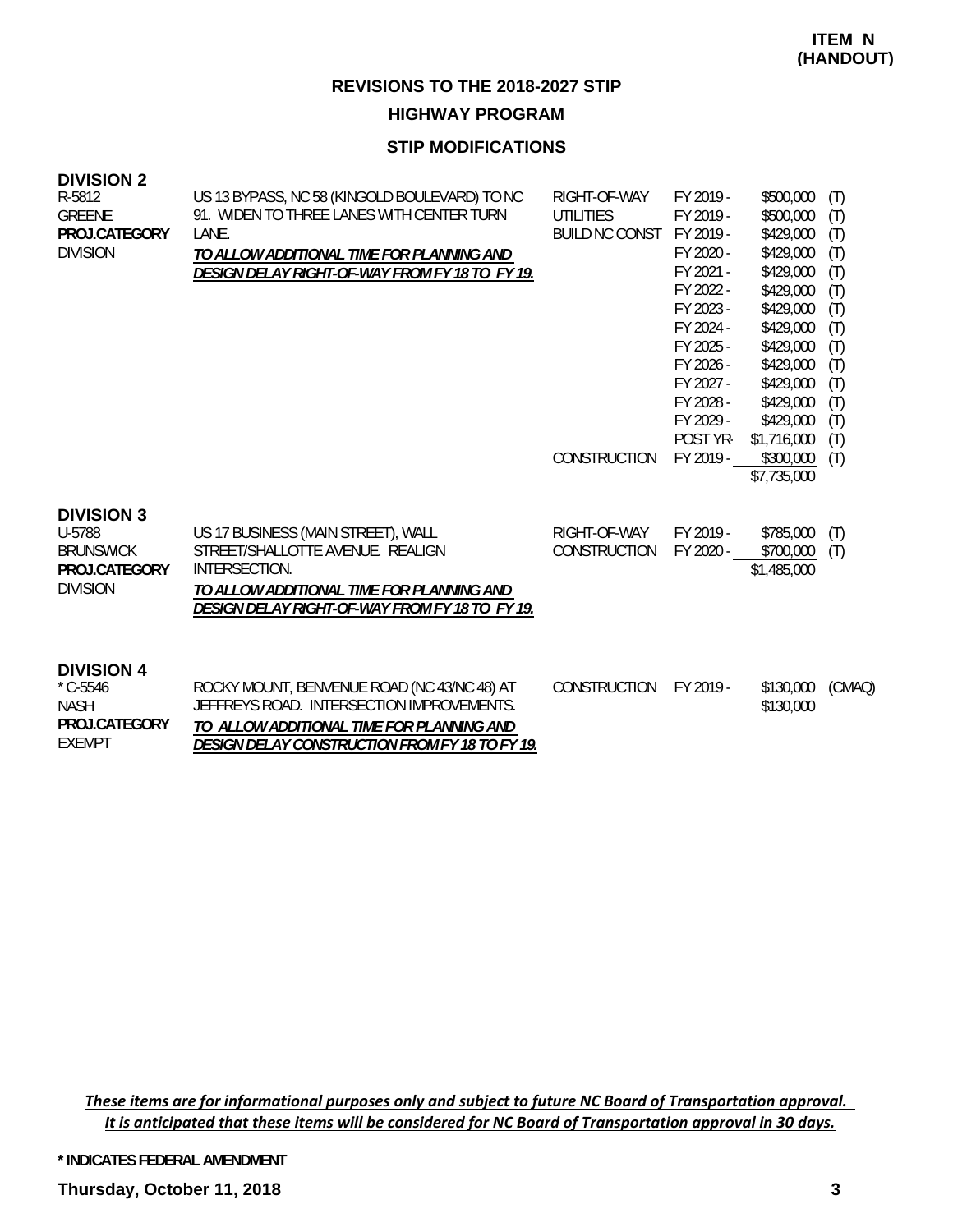**ITEM N (HANDOUT)**

**REVISIONS TO THE 2018-2027 STIP**

**HIGHWAY PROGRAM**

**STIP MODIFICATIONS**

## DIVISION 2

| | | | | | |
|---|---|---|---|---|---|
| R-5812<br>GREENE<br>**PROJ.CATEGORY**<br>DIVISION | US 13 BYPASS, NC 58 (KINGOLD BOULEVARD) TO NC 91. WIDEN TO THREE LANES WITH CENTER TURN LANE.<br>***TO ALLOW ADDITIONAL TIME FOR PLANNING AND DESIGN DELAY RIGHT-OF-WAY FROM FY 18 TO FY 19.*** | RIGHT-OF-WAY | FY 2019 - | $500,000 | (T) |
| | | UTILITIES | FY 2019 - | $500,000 | (T) |
| | | BUILD NC CONST | FY 2019 - | $429,000 | (T) |
| | | | FY 2020 - | $429,000 | (T) |
| | | | FY 2021 - | $429,000 | (T) |
| | | | FY 2022 - | $429,000 | (T) |
| | | | FY 2023 - | $429,000 | (T) |
| | | | FY 2024 - | $429,000 | (T) |
| | | | FY 2025 - | $429,000 | (T) |
| | | | FY 2026 - | $429,000 | (T) |
| | | | FY 2027 - | $429,000 | (T) |
| | | | FY 2028 - | $429,000 | (T) |
| | | | FY 2029 - | $429,000 | (T) |
| | | | POST YR- | $1,716,000 | (T) |
| | | CONSTRUCTION | FY 2019 - | $300,000 | (T) |
| | | | | $7,735,000 | |

## DIVISION 3

| | | | | | |
|---|---|---|---|---|---|
| U-5788<br>BRUNSWICK<br>**PROJ.CATEGORY**<br>DIVISION | US 17 BUSINESS (MAIN STREET), WALL STREET/SHALLOTTE AVENUE. REALIGN INTERSECTION.<br>***TO ALLOW ADDITIONAL TIME FOR PLANNING AND DESIGN DELAY RIGHT-OF-WAY FROM FY 18 TO FY 19.*** | RIGHT-OF-WAY | FY 2019 - | $785,000 | (T) |
| | | CONSTRUCTION | FY 2020 - | $700,000 | (T) |
| | | | | $1,485,000 | |

## DIVISION 4

| | | | | | |
|---|---|---|---|---|---|
| * C-5546<br>NASH<br>**PROJ.CATEGORY**<br>EXEMPT | ROCKY MOUNT, BENVENUE ROAD (NC 43/NC 48) AT JEFFREYS ROAD. INTERSECTION IMPROVEMENTS.<br>***TO ALLOW ADDITIONAL TIME FOR PLANNING AND DESIGN DELAY CONSTRUCTION FROM FY 18 TO FY 19.*** | CONSTRUCTION | FY 2019 - | $130,000 | (CMAQ) |
| | | | | $130,000 | |

*These items are for informational purposes only and subject to future NC Board of Transportation approval. It is anticipated that these items will be considered for NC Board of Transportation approval in 30 days.*

**\* INDICATES FEDERAL AMENDMENT**

**Thursday, October 11, 2018**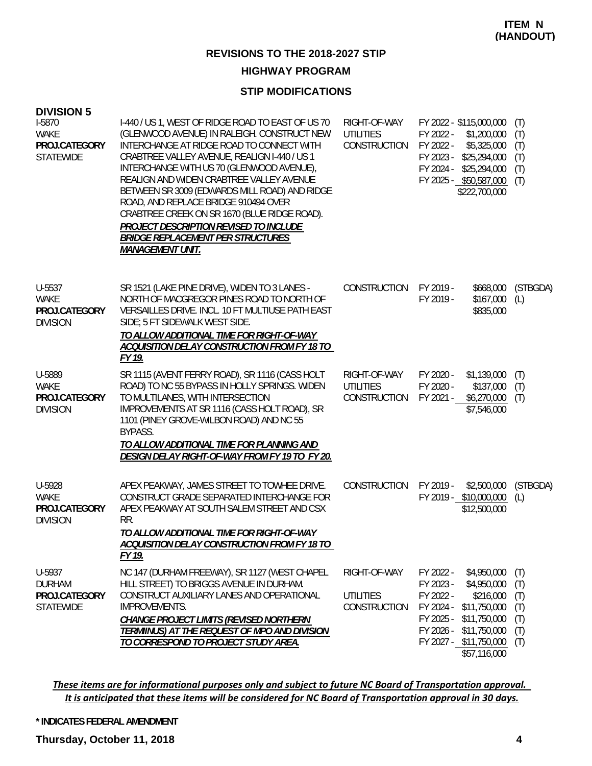**ITEM N (HANDOUT)**

## REVISIONS TO THE 2018-2027 STIP

## HIGHWAY PROGRAM

### STIP MODIFICATIONS

**DIVISION 5**

| Project | Description | Work Type | Funding |
|---|---|---|---|
| I-5870<br>WAKE<br>**PROJ.CATEGORY**<br>STATEWIDE | I-440 / US 1, WEST OF RIDGE ROAD TO EAST OF US 70 (GLENWOOD AVENUE) IN RALEIGH. CONSTRUCT NEW INTERCHANGE AT RIDGE ROAD TO CONNECT WITH CRABTREE VALLEY AVENUE, REALIGN I-440 / US 1 INTERCHANGE WITH US 70 (GLENWOOD AVENUE), REALIGN AND WIDEN CRABTREE VALLEY AVENUE BETWEEN SR 3009 (EDWARDS MILL ROAD) AND RIDGE ROAD, AND REPLACE BRIDGE 910494 OVER CRABTREE CREEK ON SR 1670 (BLUE RIDGE ROAD).<br>***PROJECT DESCRIPTION REVISED TO INCLUDE BRIDGE REPLACEMENT PER STRUCTURES MANAGEMENT UNIT.*** | RIGHT-OF-WAY<br>UTILITIES<br>CONSTRUCTION | FY 2022 - $115,000,000 (T)<br>FY 2022 - $1,200,000 (T)<br>FY 2022 - $5,325,000 (T)<br>FY 2023 - $25,294,000 (T)<br>FY 2024 - $25,294,000 (T)<br>FY 2025 - $50,587,000 (T)<br>$222,700,000 |
| U-5537<br>WAKE<br>**PROJ.CATEGORY**<br>DIVISION | SR 1521 (LAKE PINE DRIVE), WIDEN TO 3 LANES - NORTH OF MACGREGOR PINES ROAD TO NORTH OF VERSAILLES DRIVE. INCL. 10 FT MULTIUSE PATH EAST SIDE; 5 FT SIDEWALK WEST SIDE.<br>***TO ALLOW ADDITIONAL TIME FOR RIGHT-OF-WAY ACQUISITION DELAY CONSTRUCTION FROM FY 18 TO FY 19.*** | CONSTRUCTION | FY 2019 - $668,000 (STBGDA)<br>FY 2019 - $167,000 (L)<br>$835,000 |
| U-5889<br>WAKE<br>**PROJ.CATEGORY**<br>DIVISION | SR 1115 (AVENT FERRY ROAD), SR 1116 (CASS HOLT ROAD) TO NC 55 BYPASS IN HOLLY SPRINGS. WIDEN TO MULTILANES, WITH INTERSECTION IMPROVEMENTS AT SR 1116 (CASS HOLT ROAD), SR 1101 (PINEY GROVE-WILBON ROAD) AND NC 55 BYPASS.<br>***TO ALLOW ADDITIONAL TIME FOR PLANNING AND DESIGN DELAY RIGHT-OF-WAY FROM FY 19 TO FY 20.*** | RIGHT-OF-WAY<br>UTILITIES<br>CONSTRUCTION | FY 2020 - $1,139,000 (T)<br>FY 2020 - $137,000 (T)<br>FY 2021 - $6,270,000 (T)<br>$7,546,000 |
| U-5928<br>WAKE<br>**PROJ.CATEGORY**<br>DIVISION | APEX PEAKWAY, JAMES STREET TO TOWHEE DRIVE. CONSTRUCT GRADE SEPARATED INTERCHANGE FOR APEX PEAKWAY AT SOUTH SALEM STREET AND CSX RR.<br>***TO ALLOW ADDITIONAL TIME FOR RIGHT-OF-WAY ACQUISITION DELAY CONSTRUCTION FROM FY 18 TO FY 19.*** | CONSTRUCTION | FY 2019 - $2,500,000 (STBGDA)<br>FY 2019 - $10,000,000 (L)<br>$12,500,000 |
| U-5937<br>DURHAM<br>**PROJ.CATEGORY**<br>STATEWIDE | NC 147 (DURHAM FREEWAY), SR 1127 (WEST CHAPEL HILL STREET) TO BRIGGS AVENUE IN DURHAM. CONSTRUCT AUXILIARY LANES AND OPERATIONAL IMPROVEMENTS.<br>***CHANGE PROJECT LIMITS (REVISED NORTHERN TERMIINUS) AT THE REQUEST OF MPO AND DIVISION TO CORRESPOND TO PROJECT STUDY AREA.*** | RIGHT-OF-WAY<br><br>UTILITIES<br>CONSTRUCTION | FY 2022 - $4,950,000 (T)<br>FY 2023 - $4,950,000 (T)<br>FY 2022 - $216,000 (T)<br>FY 2024 - $11,750,000 (T)<br>FY 2025 - $11,750,000 (T)<br>FY 2026 - $11,750,000 (T)<br>FY 2027 - $11,750,000 (T)<br>$57,116,000 |

*These items are for informational purposes only and subject to future NC Board of Transportation approval. It is anticipated that these items will be considered for NC Board of Transportation approval in 30 days.*

**\* INDICATES FEDERAL AMENDMENT**

**Thursday, October 11, 2018**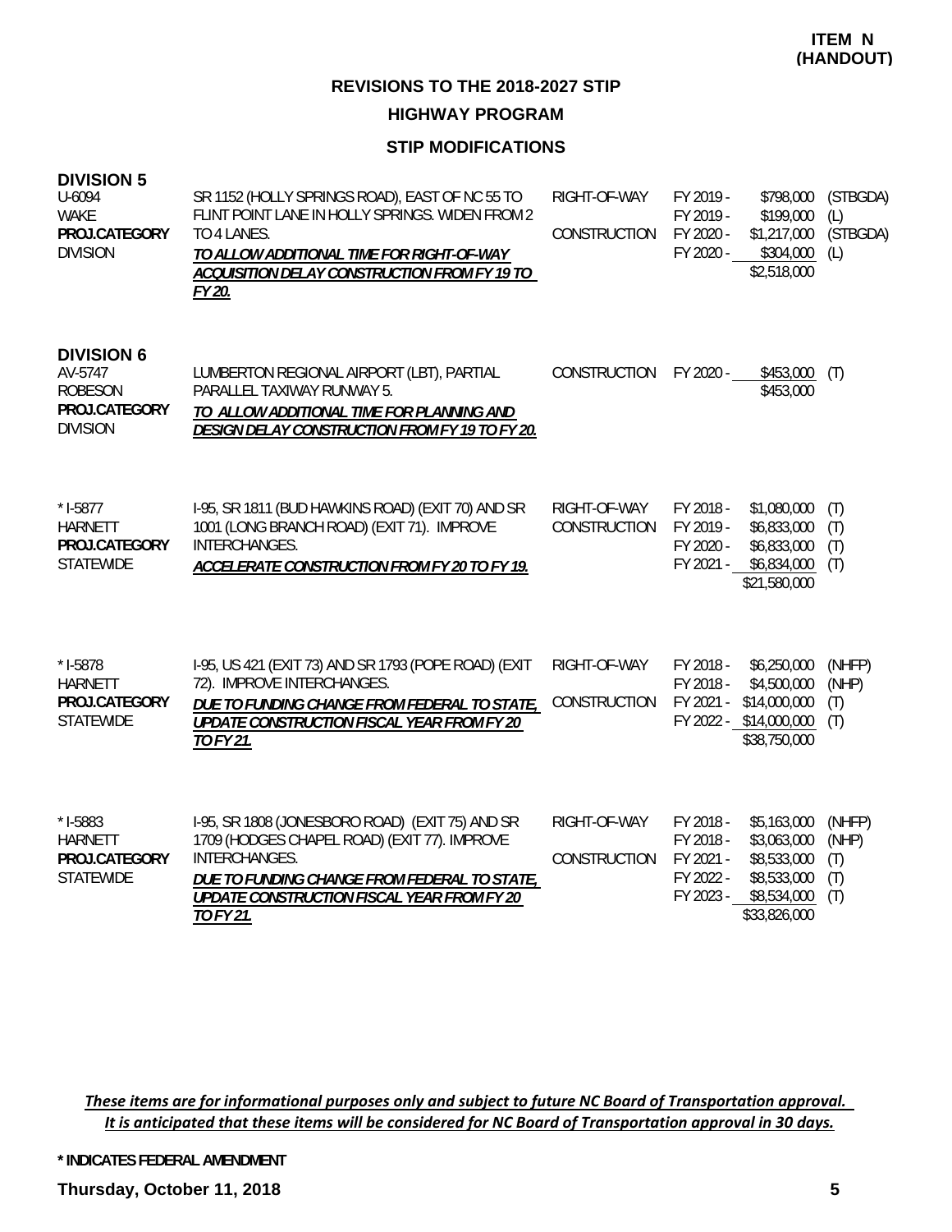**ITEM N (HANDOUT)**

## REVISIONS TO THE 2018-2027 STIP

### HIGHWAY PROGRAM

### STIP MODIFICATIONS

**DIVISION 5**

| Project | Description | Phase | Fiscal Year | Amount | Source |
|---|---|---|---|---|---|
| U-6094<br>WAKE<br>**PROJ.CATEGORY**<br>DIVISION | SR 1152 (HOLLY SPRINGS ROAD), EAST OF NC 55 TO FLINT POINT LANE IN HOLLY SPRINGS. WIDEN FROM 2 TO 4 LANES.<br>***TO ALLOW ADDITIONAL TIME FOR RIGHT-OF-WAY ACQUISITION DELAY CONSTRUCTION FROM FY 19 TO FY 20.*** | RIGHT-OF-WAY | FY 2019 - | $798,000 | (STBGDA) |
| | | | FY 2019 - | $199,000 | (L) |
| | | CONSTRUCTION | FY 2020 - | $1,217,000 | (STBGDA) |
| | | | FY 2020 - | $304,000 | (L) |
| | | | | $2,518,000 | |

**DIVISION 6**

| Project | Description | Phase | Fiscal Year | Amount | Source |
|---|---|---|---|---|---|
| AV-5747<br>ROBESON<br>**PROJ.CATEGORY**<br>DIVISION | LUMBERTON REGIONAL AIRPORT (LBT), PARTIAL PARALLEL TAXIWAY RUNWAY 5.<br>***TO ALLOW ADDITIONAL TIME FOR PLANNING AND DESIGN DELAY CONSTRUCTION FROM FY 19 TO FY 20.*** | CONSTRUCTION | FY 2020 - | $453,000 | (T) |
| | | | | $453,000 | |
| * I-5877<br>HARNETT<br>**PROJ.CATEGORY**<br>STATEWIDE | I-95, SR 1811 (BUD HAWKINS ROAD) (EXIT 70) AND SR 1001 (LONG BRANCH ROAD) (EXIT 71). IMPROVE INTERCHANGES.<br>***ACCELERATE CONSTRUCTION FROM FY 20 TO FY 19.*** | RIGHT-OF-WAY | FY 2018 - | $1,080,000 | (T) |
| | | CONSTRUCTION | FY 2019 - | $6,833,000 | (T) |
| | | | FY 2020 - | $6,833,000 | (T) |
| | | | FY 2021 - | $6,834,000 | (T) |
| | | | | $21,580,000 | |
| * I-5878<br>HARNETT<br>**PROJ.CATEGORY**<br>STATEWIDE | I-95, US 421 (EXIT 73) AND SR 1793 (POPE ROAD) (EXIT 72). IMPROVE INTERCHANGES.<br>***DUE TO FUNDING CHANGE FROM FEDERAL TO STATE, UPDATE CONSTRUCTION FISCAL YEAR FROM FY 20 TO FY 21.*** | RIGHT-OF-WAY | FY 2018 - | $6,250,000 | (NHFP) |
| | | | FY 2018 - | $4,500,000 | (NHP) |
| | | CONSTRUCTION | FY 2021 - | $14,000,000 | (T) |
| | | | FY 2022 - | $14,000,000 | (T) |
| | | | | $38,750,000 | |
| * I-5883<br>HARNETT<br>**PROJ.CATEGORY**<br>STATEWIDE | I-95, SR 1808 (JONESBORO ROAD) (EXIT 75) AND SR 1709 (HODGES CHAPEL ROAD) (EXIT 77). IMPROVE INTERCHANGES.<br>***DUE TO FUNDING CHANGE FROM FEDERAL TO STATE, UPDATE CONSTRUCTION FISCAL YEAR FROM FY 20 TO FY 21.*** | RIGHT-OF-WAY | FY 2018 - | $5,163,000 | (NHFP) |
| | | | FY 2018 - | $3,063,000 | (NHP) |
| | | CONSTRUCTION | FY 2021 - | $8,533,000 | (T) |
| | | | FY 2022 - | $8,533,000 | (T) |
| | | | FY 2023 - | $8,534,000 | (T) |
| | | | | $33,826,000 | |

*These items are for informational purposes only and subject to future NC Board of Transportation approval. It is anticipated that these items will be considered for NC Board of Transportation approval in 30 days.*

**\* INDICATES FEDERAL AMENDMENT**

**Thursday, October 11, 2018**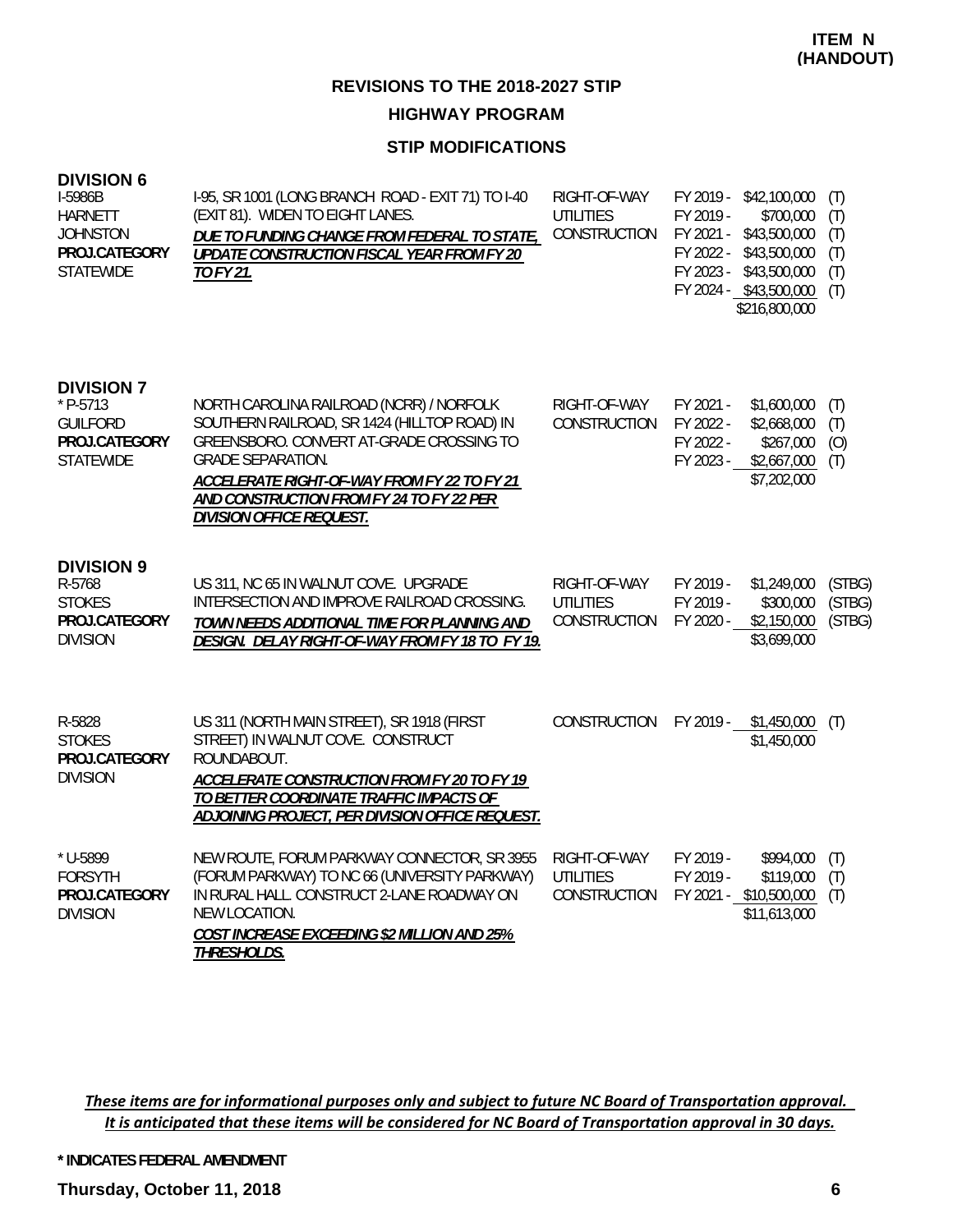**ITEM N (HANDOUT)**

## REVISIONS TO THE 2018-2027 STIP

### HIGHWAY PROGRAM

### STIP MODIFICATIONS

#### DIVISION 6

| Project | Description | Phase | Schedule / Funding |
|---|---|---|---|
| I-5986B<br>HARNETT<br>JOHNSTON<br>**PROJ.CATEGORY**<br>STATEWIDE | I-95, SR 1001 (LONG BRANCH ROAD - EXIT 71) TO I-40 (EXIT 81). WIDEN TO EIGHT LANES.<br>***DUE TO FUNDING CHANGE FROM FEDERAL TO STATE, UPDATE CONSTRUCTION FISCAL YEAR FROM FY 20 TO FY 21.*** | RIGHT-OF-WAY<br>UTILITIES<br>CONSTRUCTION | FY 2019 - $42,100,000 (T)<br>FY 2019 - $700,000 (T)<br>FY 2021 - $43,500,000 (T)<br>FY 2022 - $43,500,000 (T)<br>FY 2023 - $43,500,000 (T)<br>FY 2024 - $43,500,000 (T)<br>$216,800,000 |

#### DIVISION 7

| Project | Description | Phase | Schedule / Funding |
|---|---|---|---|
| * P-5713<br>GUILFORD<br>**PROJ.CATEGORY**<br>STATEWIDE | NORTH CAROLINA RAILROAD (NCRR) / NORFOLK SOUTHERN RAILROAD, SR 1424 (HILLTOP ROAD) IN GREENSBORO. CONVERT AT-GRADE CROSSING TO GRADE SEPARATION.<br>***ACCELERATE RIGHT-OF-WAY FROM FY 22 TO FY 21 AND CONSTRUCTION FROM FY 24 TO FY 22 PER DIVISION OFFICE REQUEST.*** | RIGHT-OF-WAY<br>CONSTRUCTION | FY 2021 - $1,600,000 (T)<br>FY 2022 - $2,668,000 (T)<br>FY 2022 - $267,000 (O)<br>FY 2023 - $2,667,000 (T)<br>$7,202,000 |

#### DIVISION 9

| Project | Description | Phase | Schedule / Funding |
|---|---|---|---|
| R-5768<br>STOKES<br>**PROJ.CATEGORY**<br>DIVISION | US 311, NC 65 IN WALNUT COVE. UPGRADE INTERSECTION AND IMPROVE RAILROAD CROSSING.<br>***TOWN NEEDS ADDITIONAL TIME FOR PLANNING AND DESIGN. DELAY RIGHT-OF-WAY FROM FY 18 TO FY 19.*** | RIGHT-OF-WAY<br>UTILITIES<br>CONSTRUCTION | FY 2019 - $1,249,000 (STBG)<br>FY 2019 - $300,000 (STBG)<br>FY 2020 - $2,150,000 (STBG)<br>$3,699,000 |
| R-5828<br>STOKES<br>**PROJ.CATEGORY**<br>DIVISION | US 311 (NORTH MAIN STREET), SR 1918 (FIRST STREET) IN WALNUT COVE. CONSTRUCT ROUNDABOUT.<br>***ACCELERATE CONSTRUCTION FROM FY 20 TO FY 19 TO BETTER COORDINATE TRAFFIC IMPACTS OF ADJOINING PROJECT, PER DIVISION OFFICE REQUEST.*** | CONSTRUCTION | FY 2019 - $1,450,000 (T)<br>$1,450,000 |
| * U-5899<br>FORSYTH<br>**PROJ.CATEGORY**<br>DIVISION | NEW ROUTE, FORUM PARKWAY CONNECTOR, SR 3955 (FORUM PARKWAY) TO NC 66 (UNIVERSITY PARKWAY) IN RURAL HALL. CONSTRUCT 2-LANE ROADWAY ON NEW LOCATION.<br>***COST INCREASE EXCEEDING $2 MILLION AND 25% THRESHOLDS.*** | RIGHT-OF-WAY<br>UTILITIES<br>CONSTRUCTION | FY 2019 - $994,000 (T)<br>FY 2019 - $119,000 (T)<br>FY 2021 - $10,500,000 (T)<br>$11,613,000 |

*These items are for informational purposes only and subject to future NC Board of Transportation approval. It is anticipated that these items will be considered for NC Board of Transportation approval in 30 days.*

**\* INDICATES FEDERAL AMENDMENT**

**Thursday, October 11, 2018**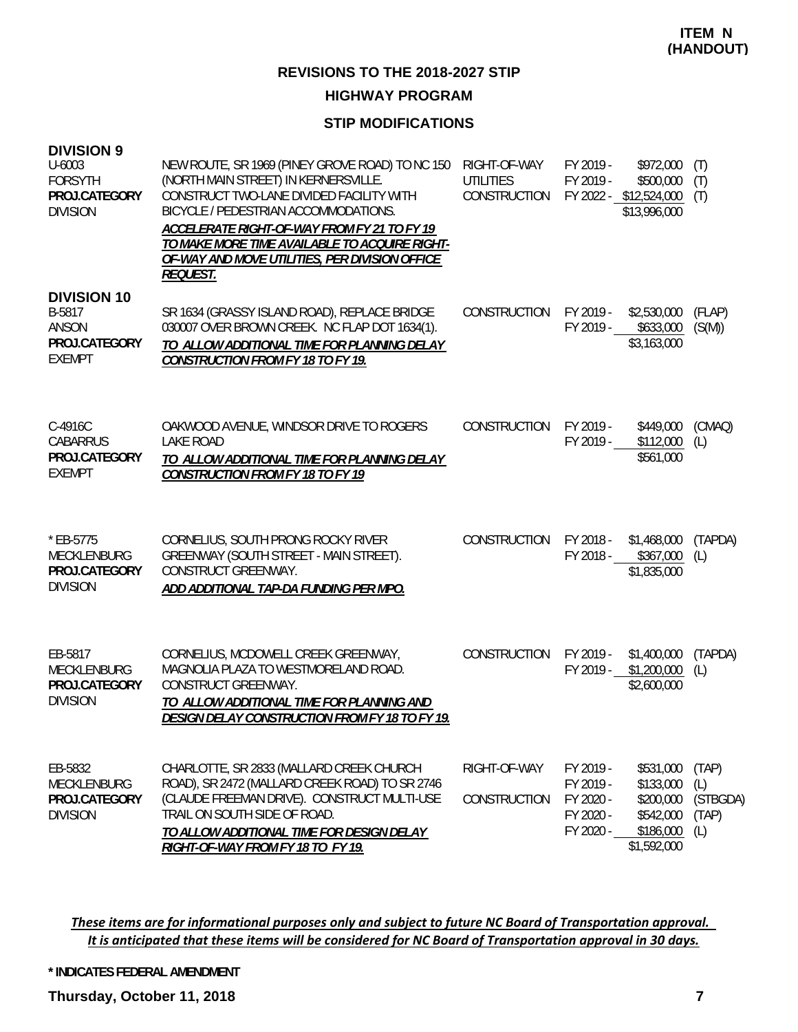**ITEM N (HANDOUT)**

# REVISIONS TO THE 2018-2027 STIP

## HIGHWAY PROGRAM

### STIP MODIFICATIONS

**DIVISION 9**

| Project | Description | Phase | Year | Amount | Source |
|---|---|---|---|---|---|
| U-6003<br>FORSYTH<br>**PROJ.CATEGORY**<br>DIVISION | NEW ROUTE, SR 1969 (PINEY GROVE ROAD) TO NC 150 (NORTH MAIN STREET) IN KERNERSVILLE. CONSTRUCT TWO-LANE DIVIDED FACILITY WITH BICYCLE / PEDESTRIAN ACCOMMODATIONS.<br>***ACCELERATE RIGHT-OF-WAY FROM FY 21 TO FY 19 TO MAKE MORE TIME AVAILABLE TO ACQUIRE RIGHT-OF-WAY AND MOVE UTILITIES, PER DIVISION OFFICE REQUEST.*** | RIGHT-OF-WAY<br>UTILITIES<br>CONSTRUCTION | FY 2019 -<br>FY 2019 -<br>FY 2022 - | \$972,000<br>\$500,000<br>\$12,524,000<br>\$13,996,000 | (T)<br>(T)<br>(T) |

**DIVISION 10**

| Project | Description | Phase | Year | Amount | Source |
|---|---|---|---|---|---|
| B-5817<br>ANSON<br>**PROJ.CATEGORY**<br>EXEMPT | SR 1634 (GRASSY ISLAND ROAD), REPLACE BRIDGE 030007 OVER BROWN CREEK. NC FLAP DOT 1634(1).<br>***TO ALLOW ADDITIONAL TIME FOR PLANNING DELAY CONSTRUCTION FROM FY 18 TO FY 19.*** | CONSTRUCTION | FY 2019 -<br>FY 2019 - | \$2,530,000<br>\$633,000<br>\$3,163,000 | (FLAP)<br>(S(M)) |
| C-4916C<br>CABARRUS<br>**PROJ.CATEGORY**<br>EXEMPT | OAKWOOD AVENUE, WINDSOR DRIVE TO ROGERS LAKE ROAD<br>***TO ALLOW ADDITIONAL TIME FOR PLANNING DELAY CONSTRUCTION FROM FY 18 TO FY 19*** | CONSTRUCTION | FY 2019 -<br>FY 2019 - | \$449,000<br>\$112,000<br>\$561,000 | (CMAQ)<br>(L) |
| * EB-5775<br>MECKLENBURG<br>**PROJ.CATEGORY**<br>DIVISION | CORNELIUS, SOUTH PRONG ROCKY RIVER GREENWAY (SOUTH STREET - MAIN STREET). CONSTRUCT GREENWAY.<br>***ADD ADDITIONAL TAP-DA FUNDING PER MPO.*** | CONSTRUCTION | FY 2018 -<br>FY 2018 - | \$1,468,000<br>\$367,000<br>\$1,835,000 | (TAPDA)<br>(L) |
| EB-5817<br>MECKLENBURG<br>**PROJ.CATEGORY**<br>DIVISION | CORNELIUS, MCDOWELL CREEK GREENWAY, MAGNOLIA PLAZA TO WESTMORELAND ROAD. CONSTRUCT GREENWAY.<br>***TO ALLOW ADDITIONAL TIME FOR PLANNING AND DESIGN DELAY CONSTRUCTION FROM FY 18 TO FY 19.*** | CONSTRUCTION | FY 2019 -<br>FY 2019 - | \$1,400,000<br>\$1,200,000<br>\$2,600,000 | (TAPDA)<br>(L) |
| EB-5832<br>MECKLENBURG<br>**PROJ.CATEGORY**<br>DIVISION | CHARLOTTE, SR 2833 (MALLARD CREEK CHURCH ROAD), SR 2472 (MALLARD CREEK ROAD) TO SR 2746 (CLAUDE FREEMAN DRIVE). CONSTRUCT MULTI-USE TRAIL ON SOUTH SIDE OF ROAD.<br>***TO ALLOW ADDITIONAL TIME FOR DESIGN DELAY RIGHT-OF-WAY FROM FY 18 TO FY 19.*** | RIGHT-OF-WAY<br><br>CONSTRUCTION | FY 2019 -<br>FY 2019 -<br>FY 2020 -<br>FY 2020 -<br>FY 2020 - | \$531,000<br>\$133,000<br>\$200,000<br>\$542,000<br>\$186,000<br>\$1,592,000 | (TAP)<br>(L)<br>(STBGDA)<br>(TAP)<br>(L) |

***These items are for informational purposes only and subject to future NC Board of Transportation approval. It is anticipated that these items will be considered for NC Board of Transportation approval in 30 days.***

**\* INDICATES FEDERAL AMENDMENT**

**Thursday, October 11, 2018**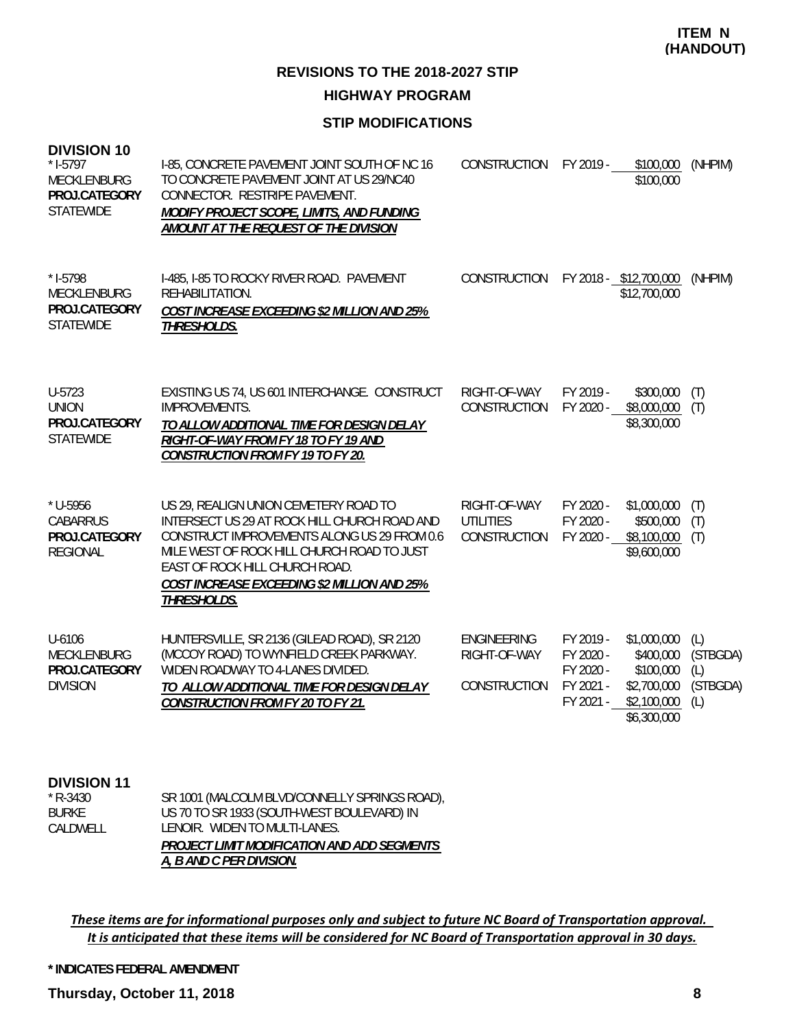**ITEM N (HANDOUT)**

## REVISIONS TO THE 2018-2027 STIP

### HIGHWAY PROGRAM

### STIP MODIFICATIONS

**DIVISION 10**

| Project | Description | Phase | Fiscal Year | Amount | Funding |
|---|---|---|---|---|---|
| * I-5797<br>MECKLENBURG<br>**PROJ.CATEGORY**<br>STATEWIDE | I-85, CONCRETE PAVEMENT JOINT SOUTH OF NC 16 TO CONCRETE PAVEMENT JOINT AT US 29/NC40 CONNECTOR. RESTRIPE PAVEMENT.<br>***MODIFY PROJECT SCOPE, LIMITS, AND FUNDING AMOUNT AT THE REQUEST OF THE DIVISION*** | CONSTRUCTION | FY 2019 - | $100,000 | (NHPIM) |
| | | | | $100,000 | |
| * I-5798<br>MECKLENBURG<br>**PROJ.CATEGORY**<br>STATEWIDE | I-485, I-85 TO ROCKY RIVER ROAD. PAVEMENT REHABILITATION.<br>***COST INCREASE EXCEEDING $2 MILLION AND 25% THRESHOLDS.*** | CONSTRUCTION | FY 2018 - | $12,700,000 | (NHPIM) |
| | | | | $12,700,000 | |
| U-5723<br>UNION<br>**PROJ.CATEGORY**<br>STATEWIDE | EXISTING US 74, US 601 INTERCHANGE. CONSTRUCT IMPROVEMENTS.<br>***TO ALLOW ADDITIONAL TIME FOR DESIGN DELAY RIGHT-OF-WAY FROM FY 18 TO FY 19 AND CONSTRUCTION FROM FY 19 TO FY 20.*** | RIGHT-OF-WAY | FY 2019 - | $300,000 | (T) |
| | | CONSTRUCTION | FY 2020 - | $8,000,000 | (T) |
| | | | | $8,300,000 | |
| * U-5956<br>CABARRUS<br>**PROJ.CATEGORY**<br>REGIONAL | US 29, REALIGN UNION CEMETERY ROAD TO INTERSECT US 29 AT ROCK HILL CHURCH ROAD AND CONSTRUCT IMPROVEMENTS ALONG US 29 FROM 0.6 MILE WEST OF ROCK HILL CHURCH ROAD TO JUST EAST OF ROCK HILL CHURCH ROAD.<br>***COST INCREASE EXCEEDING $2 MILLION AND 25% THRESHOLDS.*** | RIGHT-OF-WAY | FY 2020 - | $1,000,000 | (T) |
| | | UTILITIES | FY 2020 - | $500,000 | (T) |
| | | CONSTRUCTION | FY 2020 - | $8,100,000 | (T) |
| | | | | $9,600,000 | |
| U-6106<br>MECKLENBURG<br>**PROJ.CATEGORY**<br>DIVISION | HUNTERSVILLE, SR 2136 (GILEAD ROAD), SR 2120 (MCCOY ROAD) TO WYNFIELD CREEK PARKWAY. WIDEN ROADWAY TO 4-LANES DIVIDED.<br>***TO ALLOW ADDITIONAL TIME FOR DESIGN DELAY CONSTRUCTION FROM FY 20 TO FY 21.*** | ENGINEERING | FY 2019 - | $1,000,000 | (L) |
| | | RIGHT-OF-WAY | FY 2020 - | $400,000 | (STBGDA) |
| | | | FY 2020 - | $100,000 | (L) |
| | | CONSTRUCTION | FY 2021 - | $2,700,000 | (STBGDA) |
| | | | FY 2021 - | $2,100,000 | (L) |
| | | | | $6,300,000 | |

**DIVISION 11**

| Project | Description |
|---|---|
| * R-3430<br>BURKE<br>CALDWELL | SR 1001 (MALCOLM BLVD/CONNELLY SPRINGS ROAD), US 70 TO SR 1933 (SOUTH-WEST BOULEVARD) IN LENOIR. WIDEN TO MULTI-LANES.<br>***PROJECT LIMIT MODIFICATION AND ADD SEGMENTS A, B AND C PER DIVISION.*** |

*These items are for informational purposes only and subject to future NC Board of Transportation approval. It is anticipated that these items will be considered for NC Board of Transportation approval in 30 days.*

**\* INDICATES FEDERAL AMENDMENT**

**Thursday, October 11, 2018**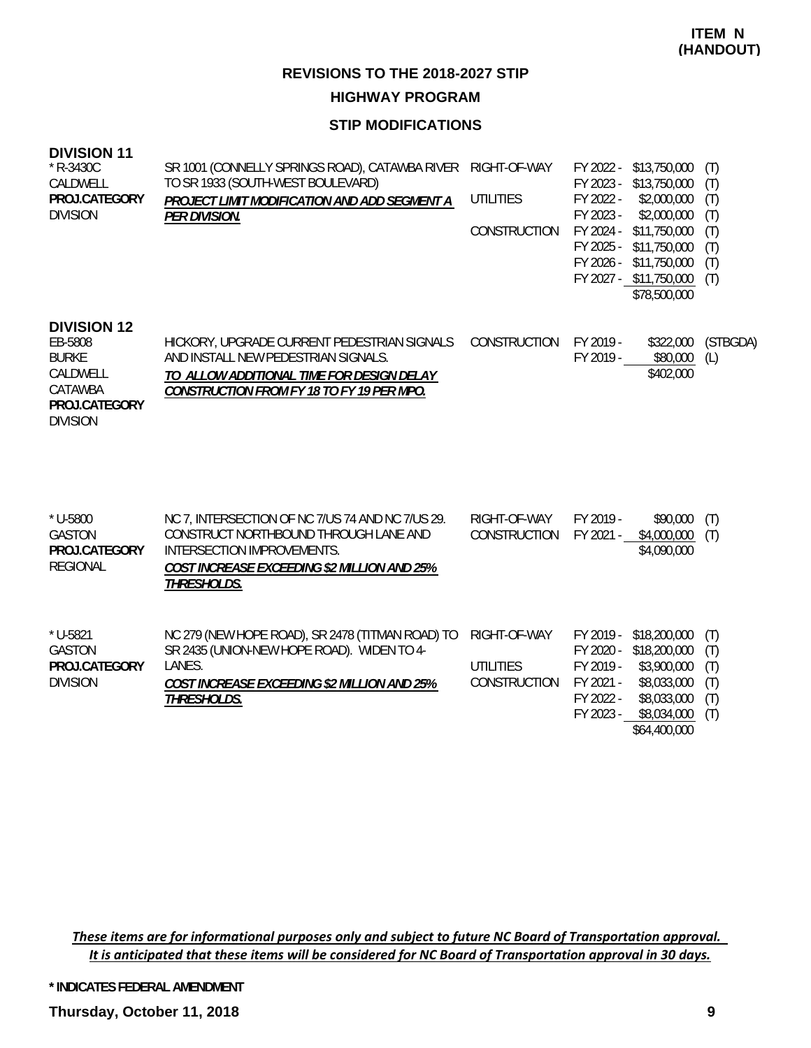**ITEM N (HANDOUT)**

## REVISIONS TO THE 2018-2027 STIP

### HIGHWAY PROGRAM

### STIP MODIFICATIONS

**DIVISION 11**

| Project | Description | Phase | FY | Amount | Source |
|---|---|---|---|---|---|
| * R-3430C<br>CALDWELL<br>**PROJ.CATEGORY**<br>DIVISION | SR 1001 (CONNELLY SPRINGS ROAD), CATAWBA RIVER TO SR 1933 (SOUTH-WEST BOULEVARD)<br>***PROJECT LIMIT MODIFICATION AND ADD SEGMENT A PER DIVISION.*** | RIGHT-OF-WAY | FY 2022 - | $13,750,000 | (T) |
| | | | FY 2023 - | $13,750,000 | (T) |
| | | UTILITIES | FY 2022 - | $2,000,000 | (T) |
| | | | FY 2023 - | $2,000,000 | (T) |
| | | CONSTRUCTION | FY 2024 - | $11,750,000 | (T) |
| | | | FY 2025 - | $11,750,000 | (T) |
| | | | FY 2026 - | $11,750,000 | (T) |
| | | | FY 2027 - | $11,750,000 | (T) |
| | | | | $78,500,000 | |

**DIVISION 12**

| Project | Description | Phase | FY | Amount | Source |
|---|---|---|---|---|---|
| EB-5808<br>BURKE<br>CALDWELL<br>CATAWBA<br>**PROJ.CATEGORY**<br>DIVISION | HICKORY, UPGRADE CURRENT PEDESTRIAN SIGNALS AND INSTALL NEW PEDESTRIAN SIGNALS.<br>***TO ALLOW ADDITIONAL TIME FOR DESIGN DELAY CONSTRUCTION FROM FY 18 TO FY 19 PER MPO.*** | CONSTRUCTION | FY 2019 - | $322,000 | (STBGDA) |
| | | | FY 2019 - | $80,000 | (L) |
| | | | | $402,000 | |
| * U-5800<br>GASTON<br>**PROJ.CATEGORY**<br>REGIONAL | NC 7, INTERSECTION OF NC 7/US 74 AND NC 7/US 29. CONSTRUCT NORTHBOUND THROUGH LANE AND INTERSECTION IMPROVEMENTS.<br>***COST INCREASE EXCEEDING $2 MILLION AND 25% THRESHOLDS.*** | RIGHT-OF-WAY | FY 2019 - | $90,000 | (T) |
| | | CONSTRUCTION | FY 2021 - | $4,000,000 | (T) |
| | | | | $4,090,000 | |
| * U-5821<br>GASTON<br>**PROJ.CATEGORY**<br>DIVISION | NC 279 (NEW HOPE ROAD), SR 2478 (TITMAN ROAD) TO SR 2435 (UNION-NEW HOPE ROAD). WIDEN TO 4-LANES.<br>***COST INCREASE EXCEEDING $2 MILLION AND 25% THRESHOLDS.*** | RIGHT-OF-WAY | FY 2019 - | $18,200,000 | (T) |
| | | | FY 2020 - | $18,200,000 | (T) |
| | | UTILITIES | FY 2019 - | $3,900,000 | (T) |
| | | CONSTRUCTION | FY 2021 - | $8,033,000 | (T) |
| | | | FY 2022 - | $8,033,000 | (T) |
| | | | FY 2023 - | $8,034,000 | (T) |
| | | | | $64,400,000 | |

*These items are for informational purposes only and subject to future NC Board of Transportation approval. It is anticipated that these items will be considered for NC Board of Transportation approval in 30 days.*

**\* INDICATES FEDERAL AMENDMENT**

**Thursday, October 11, 2018**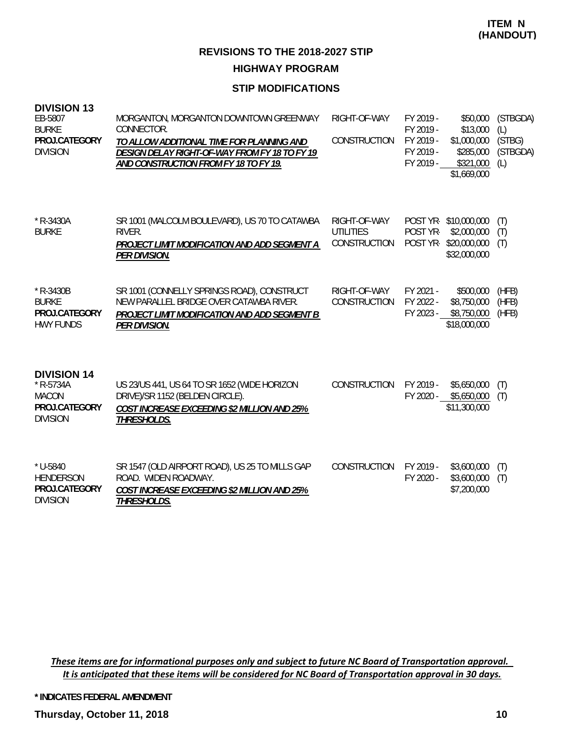**ITEM N (HANDOUT)**

## REVISIONS TO THE 2018-2027 STIP

### HIGHWAY PROGRAM

### STIP MODIFICATIONS

**DIVISION 13**

| Project | Description | Work Type | Fiscal Year | Amount | Fund |
|---|---|---|---|---|---|
| EB-5807<br>BURKE<br>**PROJ.CATEGORY**<br>DIVISION | MORGANTON, MORGANTON DOWNTOWN GREENWAY CONNECTOR.<br>***TO ALLOW ADDITIONAL TIME FOR PLANNING AND DESIGN DELAY RIGHT-OF-WAY FROM FY 18 TO FY 19 AND CONSTRUCTION FROM FY 18 TO FY 19.*** | RIGHT-OF-WAY | FY 2019 - | $50,000 | (STBGDA) |
| | | | FY 2019 - | $13,000 | (L) |
| | | CONSTRUCTION | FY 2019 - | $1,000,000 | (STBG) |
| | | | FY 2019 - | $285,000 | (STBGDA) |
| | | | FY 2019 - | $321,000 | (L) |
| | | | | $1,669,000 | |
| * R-3430A<br>BURKE | SR 1001 (MALCOLM BOULEVARD), US 70 TO CATAWBA RIVER.<br>***PROJECT LIMIT MODIFICATION AND ADD SEGMENT A PER DIVISION.*** | RIGHT-OF-WAY | POST YR- | $10,000,000 | (T) |
| | | UTILITIES | POST YR- | $2,000,000 | (T) |
| | | CONSTRUCTION | POST YR- | $20,000,000 | (T) |
| | | | | $32,000,000 | |
| * R-3430B<br>BURKE<br>**PROJ.CATEGORY**<br>HWY FUNDS | SR 1001 (CONNELLY SPRINGS ROAD), CONSTRUCT NEW PARALLEL BRIDGE OVER CATAWBA RIVER.<br>***PROJECT LIMIT MODIFICATION AND ADD SEGMENT B PER DIVISION.*** | RIGHT-OF-WAY | FY 2021 - | $500,000 | (HFB) |
| | | CONSTRUCTION | FY 2022 - | $8,750,000 | (HFB) |
| | | | FY 2023 - | $8,750,000 | (HFB) |
| | | | | $18,000,000 | |

**DIVISION 14**

| Project | Description | Work Type | Fiscal Year | Amount | Fund |
|---|---|---|---|---|---|
| * R-5734A<br>MACON<br>**PROJ.CATEGORY**<br>DIVISION | US 23/US 441, US 64 TO SR 1652 (WIDE HORIZON DRIVE)/SR 1152 (BELDEN CIRCLE).<br>***COST INCREASE EXCEEDING $2 MILLION AND 25% THRESHOLDS.*** | CONSTRUCTION | FY 2019 - | $5,650,000 | (T) |
| | | | FY 2020 - | $5,650,000 | (T) |
| | | | | $11,300,000 | |
| * U-5840<br>HENDERSON<br>**PROJ.CATEGORY**<br>DIVISION | SR 1547 (OLD AIRPORT ROAD), US 25 TO MILLS GAP ROAD. WIDEN ROADWAY.<br>***COST INCREASE EXCEEDING $2 MILLION AND 25% THRESHOLDS.*** | CONSTRUCTION | FY 2019 - | $3,600,000 | (T) |
| | | | FY 2020 - | $3,600,000 | (T) |
| | | | | $7,200,000 | |

*These items are for informational purposes only and subject to future NC Board of Transportation approval. It is anticipated that these items will be considered for NC Board of Transportation approval in 30 days.*

**\* INDICATES FEDERAL AMENDMENT**

**Thursday, October 11, 2018**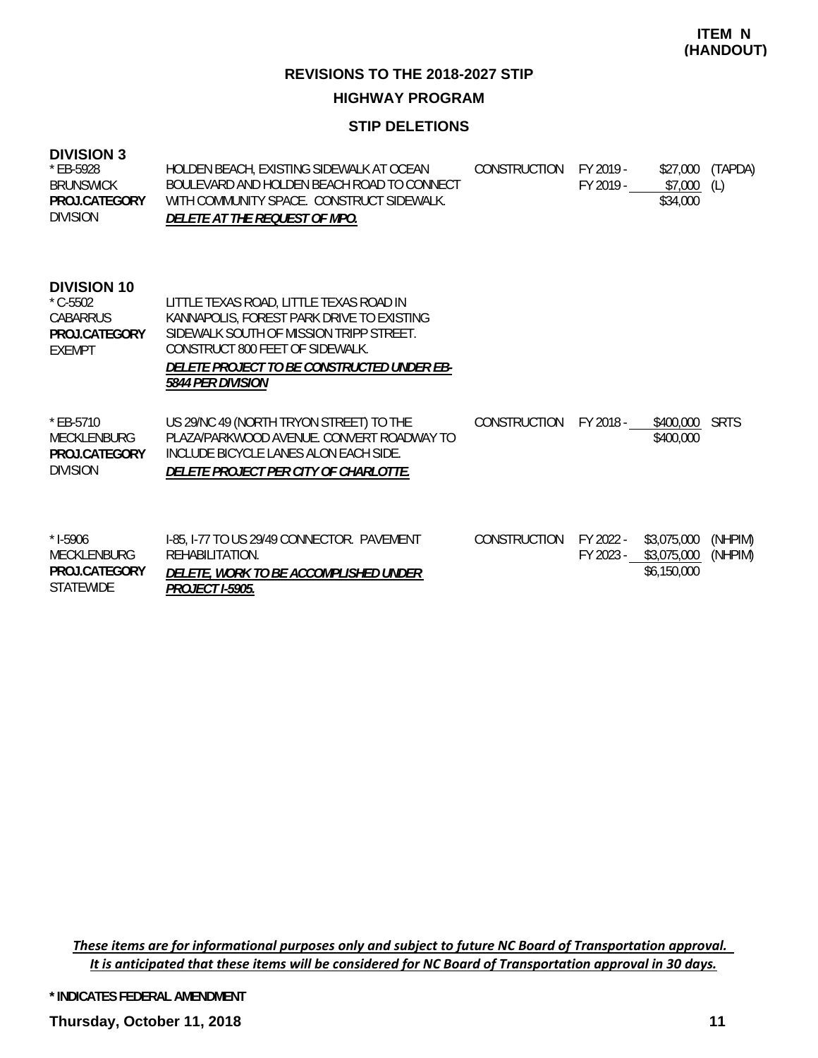**ITEM N (HANDOUT)**

## REVISIONS TO THE 2018-2027 STIP

### HIGHWAY PROGRAM

### STIP DELETIONS

**DIVISION 3**

| | | | | | |
|---|---|---|---|---|---|
| * EB-5928<br>BRUNSWICK<br>**PROJ.CATEGORY**<br>DIVISION | HOLDEN BEACH, EXISTING SIDEWALK AT OCEAN BOULEVARD AND HOLDEN BEACH ROAD TO CONNECT WITH COMMUNITY SPACE. CONSTRUCT SIDEWALK.<br>***DELETE AT THE REQUEST OF MPO.*** | CONSTRUCTION | FY 2019 -<br>FY 2019 - | \$27,000<br>\$7,000<br>\$34,000 | (TAPDA)<br>(L) |

**DIVISION 10**

| | | | | | |
|---|---|---|---|---|---|
| * C-5502<br>CABARRUS<br>**PROJ.CATEGORY**<br>EXEMPT | LITTLE TEXAS ROAD, LITTLE TEXAS ROAD IN KANNAPOLIS, FOREST PARK DRIVE TO EXISTING SIDEWALK SOUTH OF MISSION TRIPP STREET. CONSTRUCT 800 FEET OF SIDEWALK.<br>***DELETE PROJECT TO BE CONSTRUCTED UNDER EB-5844 PER DIVISION*** | | | | |
| * EB-5710<br>MECKLENBURG<br>**PROJ.CATEGORY**<br>DIVISION | US 29/NC 49 (NORTH TRYON STREET) TO THE PLAZA/PARKWOOD AVENUE. CONVERT ROADWAY TO INCLUDE BICYCLE LANES ALON EACH SIDE.<br>***DELETE PROJECT PER CITY OF CHARLOTTE.*** | CONSTRUCTION | FY 2018 - | \$400,000<br>\$400,000 | SRTS |
| * I-5906<br>MECKLENBURG<br>**PROJ.CATEGORY**<br>STATEWIDE | I-85, I-77 TO US 29/49 CONNECTOR. PAVEMENT REHABILITATION.<br>***DELETE, WORK TO BE ACCOMPLISHED UNDER PROJECT I-5905.*** | CONSTRUCTION | FY 2022 -<br>FY 2023 - | \$3,075,000<br>\$3,075,000<br>\$6,150,000 | (NHPIM)<br>(NHPIM) |

*These items are for informational purposes only and subject to future NC Board of Transportation approval. It is anticipated that these items will be considered for NC Board of Transportation approval in 30 days.*

**\* INDICATES FEDERAL AMENDMENT**

**Thursday, October 11, 2018**